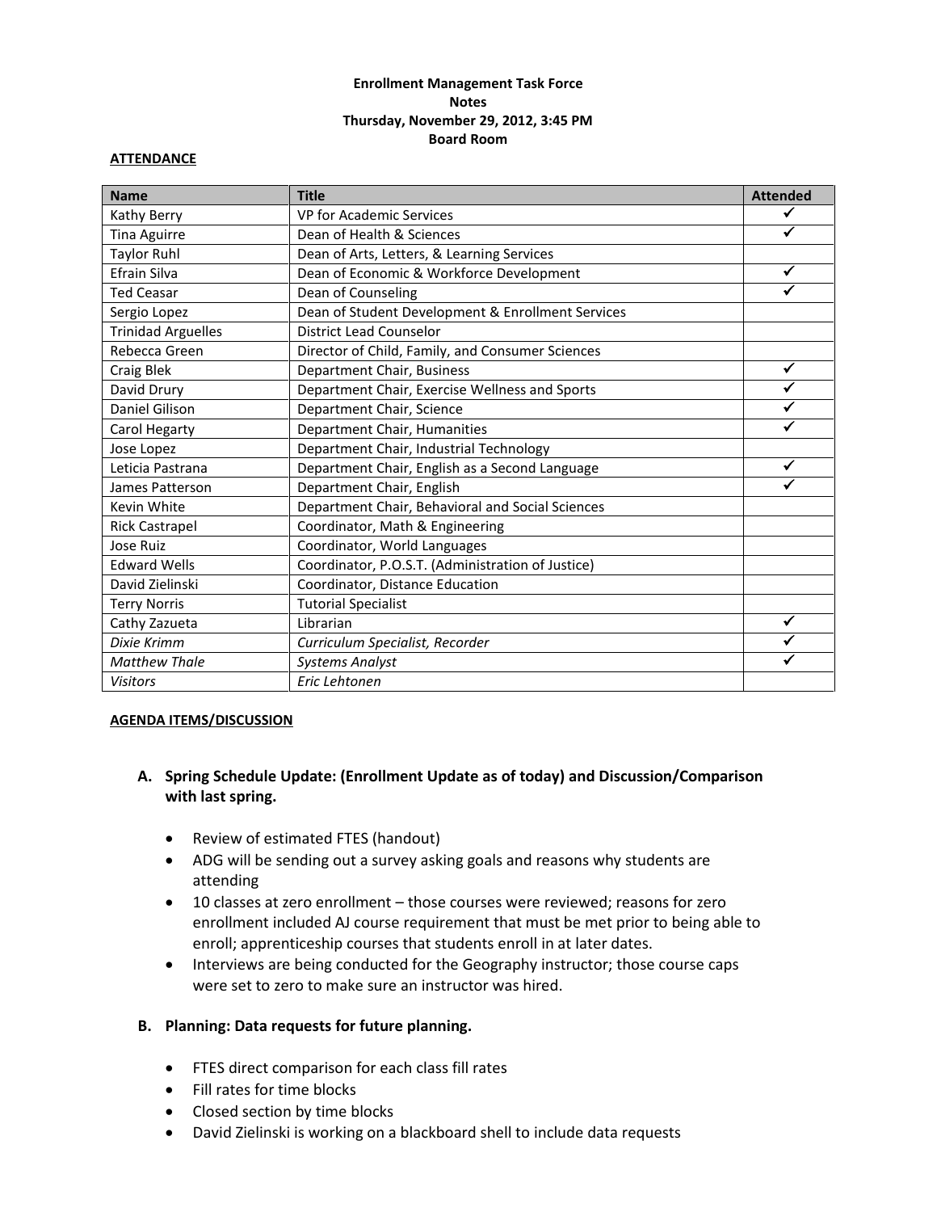**Enrollment Management Task Force**
**Notes**
**Thursday, November 29, 2012, 3:45 PM**
**Board Room**

**ATTENDANCE**

| Name | Title | Attended |
|---|---|---|
| Kathy Berry | VP for Academic Services | ✓ |
| Tina Aguirre | Dean of Health & Sciences | ✓ |
| Taylor Ruhl | Dean of Arts, Letters, & Learning Services | |
| Efrain Silva | Dean of Economic & Workforce Development | ✓ |
| Ted Ceasar | Dean of Counseling | ✓ |
| Sergio Lopez | Dean of Student Development & Enrollment Services | |
| Trinidad Arguelles | District Lead Counselor | |
| Rebecca Green | Director of Child, Family, and Consumer Sciences | |
| Craig Blek | Department Chair, Business | ✓ |
| David Drury | Department Chair, Exercise Wellness and Sports | ✓ |
| Daniel Gilison | Department Chair, Science | ✓ |
| Carol Hegarty | Department Chair, Humanities | ✓ |
| Jose Lopez | Department Chair, Industrial Technology | |
| Leticia Pastrana | Department Chair, English as a Second Language | ✓ |
| James Patterson | Department Chair, English | ✓ |
| Kevin White | Department Chair, Behavioral and Social Sciences | |
| Rick Castrapel | Coordinator, Math & Engineering | |
| Jose Ruiz | Coordinator, World Languages | |
| Edward Wells | Coordinator, P.O.S.T. (Administration of Justice) | |
| David Zielinski | Coordinator, Distance Education | |
| Terry Norris | Tutorial Specialist | |
| Cathy Zazueta | Librarian | ✓ |
| *Dixie Krimm* | *Curriculum Specialist, Recorder* | ✓ |
| *Matthew Thale* | *Systems Analyst* | ✓ |
| *Visitors* | Eric Lehtonen | |

**AGENDA ITEMS/DISCUSSION**

**A. Spring Schedule Update: (Enrollment Update as of today) and Discussion/Comparison with last spring.**

- Review of estimated FTES (handout)
- ADG will be sending out a survey asking goals and reasons why students are attending
- 10 classes at zero enrollment – those courses were reviewed; reasons for zero enrollment included AJ course requirement that must be met prior to being able to enroll; apprenticeship courses that students enroll in at later dates.
- Interviews are being conducted for the Geography instructor; those course caps were set to zero to make sure an instructor was hired.

**B. Planning: Data requests for future planning.**

- FTES direct comparison for each class fill rates
- Fill rates for time blocks
- Closed section by time blocks
- David Zielinski is working on a blackboard shell to include data requests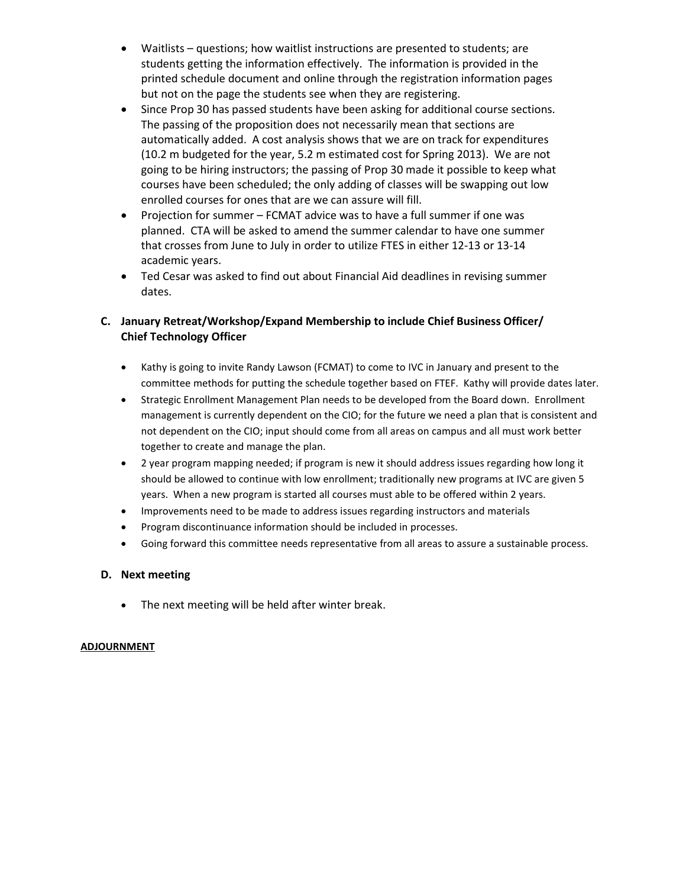- Waitlists – questions; how waitlist instructions are presented to students; are students getting the information effectively. The information is provided in the printed schedule document and online through the registration information pages but not on the page the students see when they are registering.
- Since Prop 30 has passed students have been asking for additional course sections. The passing of the proposition does not necessarily mean that sections are automatically added. A cost analysis shows that we are on track for expenditures (10.2 m budgeted for the year, 5.2 m estimated cost for Spring 2013). We are not going to be hiring instructors; the passing of Prop 30 made it possible to keep what courses have been scheduled; the only adding of classes will be swapping out low enrolled courses for ones that are we can assure will fill.
- Projection for summer – FCMAT advice was to have a full summer if one was planned. CTA will be asked to amend the summer calendar to have one summer that crosses from June to July in order to utilize FTES in either 12-13 or 13-14 academic years.
- Ted Cesar was asked to find out about Financial Aid deadlines in revising summer dates.

### C. January Retreat/Workshop/Expand Membership to include Chief Business Officer/ Chief Technology Officer

- Kathy is going to invite Randy Lawson (FCMAT) to come to IVC in January and present to the committee methods for putting the schedule together based on FTEF. Kathy will provide dates later.
- Strategic Enrollment Management Plan needs to be developed from the Board down. Enrollment management is currently dependent on the CIO; for the future we need a plan that is consistent and not dependent on the CIO; input should come from all areas on campus and all must work better together to create and manage the plan.
- 2 year program mapping needed; if program is new it should address issues regarding how long it should be allowed to continue with low enrollment; traditionally new programs at IVC are given 5 years. When a new program is started all courses must able to be offered within 2 years.
- Improvements need to be made to address issues regarding instructors and materials
- Program discontinuance information should be included in processes.
- Going forward this committee needs representative from all areas to assure a sustainable process.

### D. Next meeting

- The next meeting will be held after winter break.

**ADJOURNMENT**